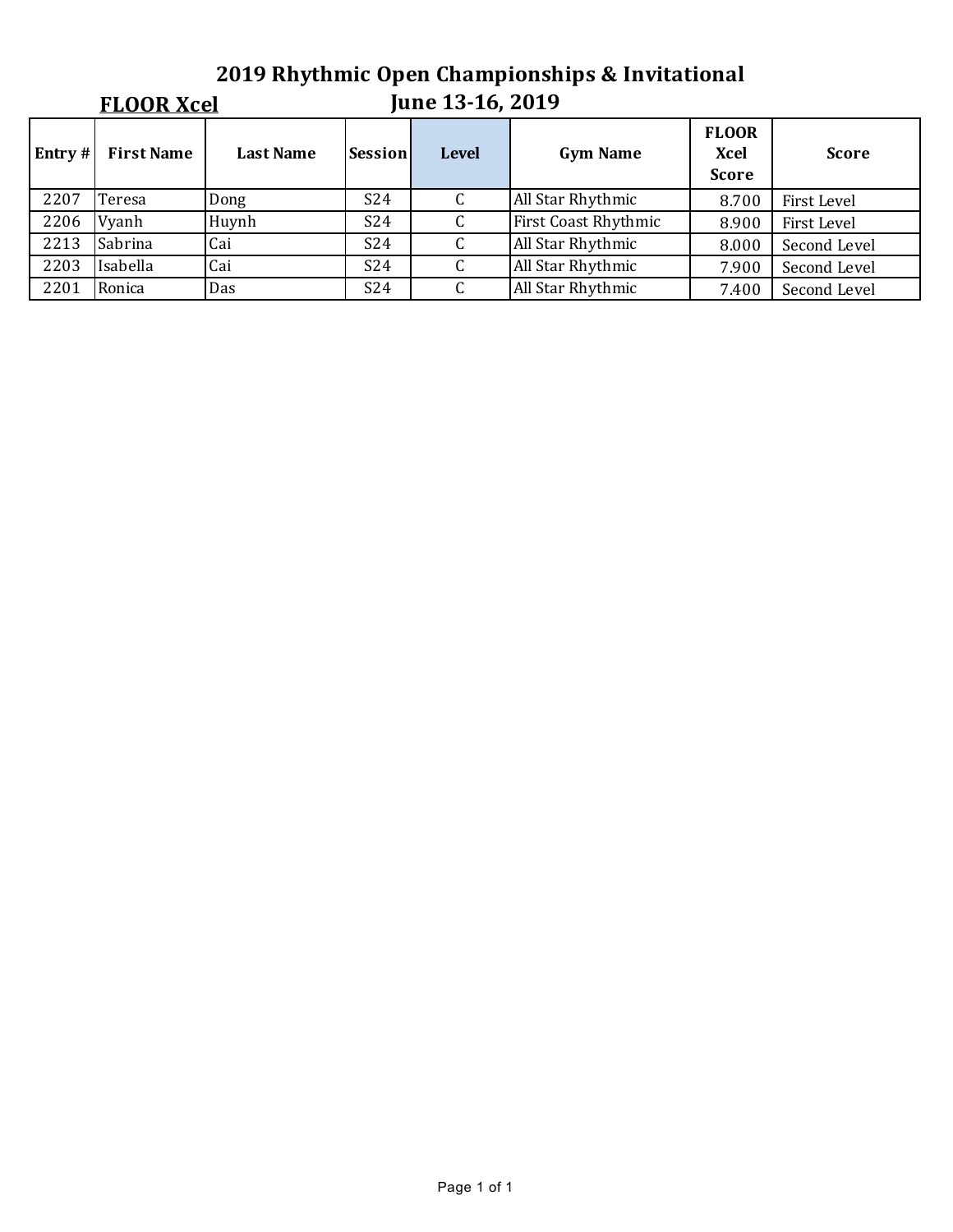# 2019 Rhythmic Open Championships & Invitational

## FLOOR Xcel

## June 13-16, 2019

| Entry # | First Name | Last Name | Session | Level | Gym Name | FLOOR Xcel Score | Score |
|---|---|---|---|---|---|---|---|
| 2207 | Teresa | Dong | S24 | C | All Star Rhythmic | 8.700 | First Level |
| 2206 | Vyanh | Huynh | S24 | C | First Coast Rhythmic | 8.900 | First Level |
| 2213 | Sabrina | Cai | S24 | C | All Star Rhythmic | 8.000 | Second Level |
| 2203 | Isabella | Cai | S24 | C | All Star Rhythmic | 7.900 | Second Level |
| 2201 | Ronica | Das | S24 | C | All Star Rhythmic | 7.400 | Second Level |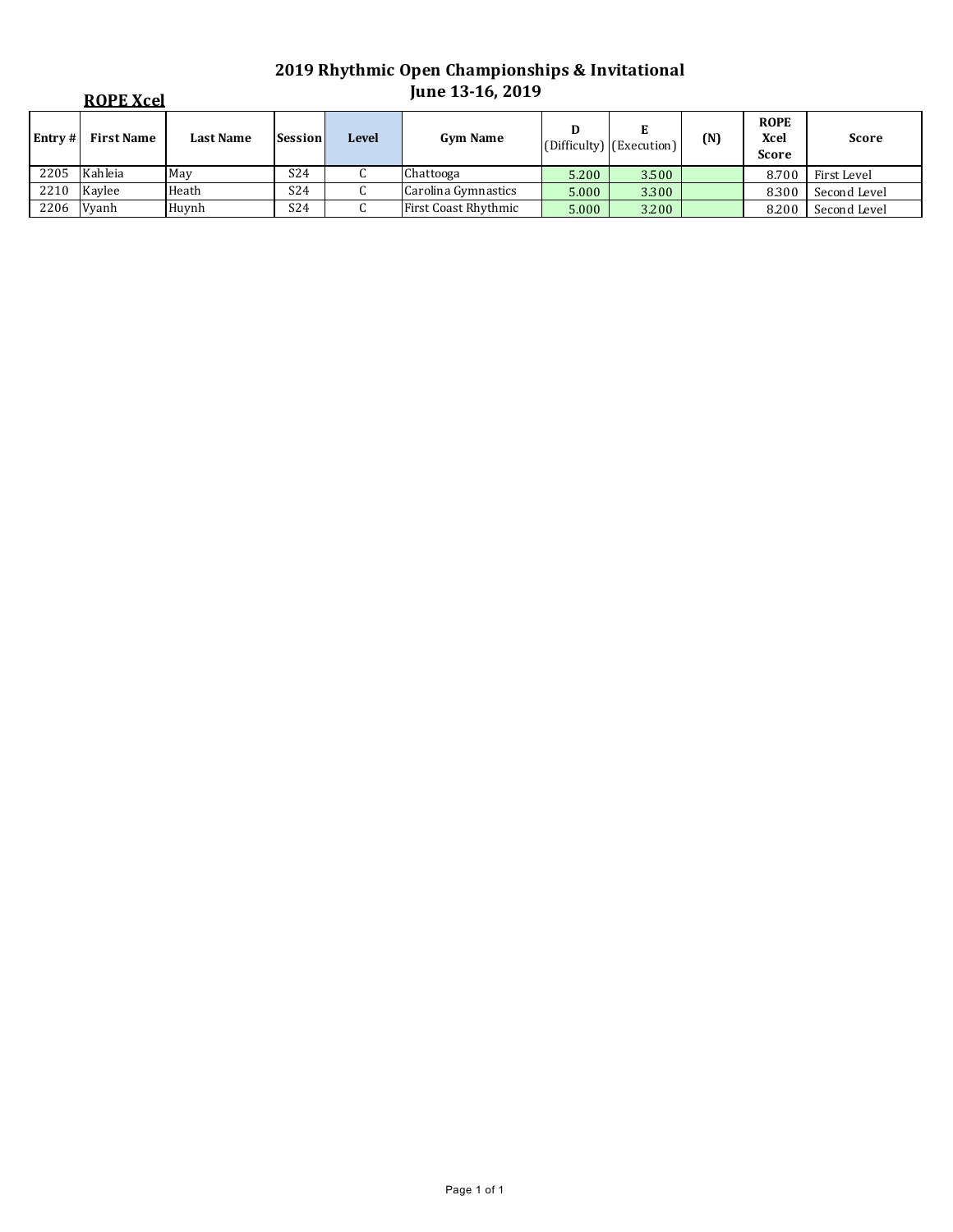# 2019 Rhythmic Open Championships & Invitational
# June 13-16, 2019

## ROPE Xcel

| Entry # | First Name | Last Name | Session | Level | Gym Name | D (Difficulty) | E (Execution) | (N) | ROPE Xcel Score | Score |
|---|---|---|---|---|---|---|---|---|---|---|
| 2205 | Kahleia | May | S24 | C | Chattooga | 5.200 | 3.500 | | 8.700 | First Level |
| 2210 | Kaylee | Heath | S24 | C | Carolina Gymnastics | 5.000 | 3.300 | | 8.300 | Second Level |
| 2206 | Vyanh | Huynh | S24 | C | First Coast Rhythmic | 5.000 | 3.200 | | 8.200 | Second Level |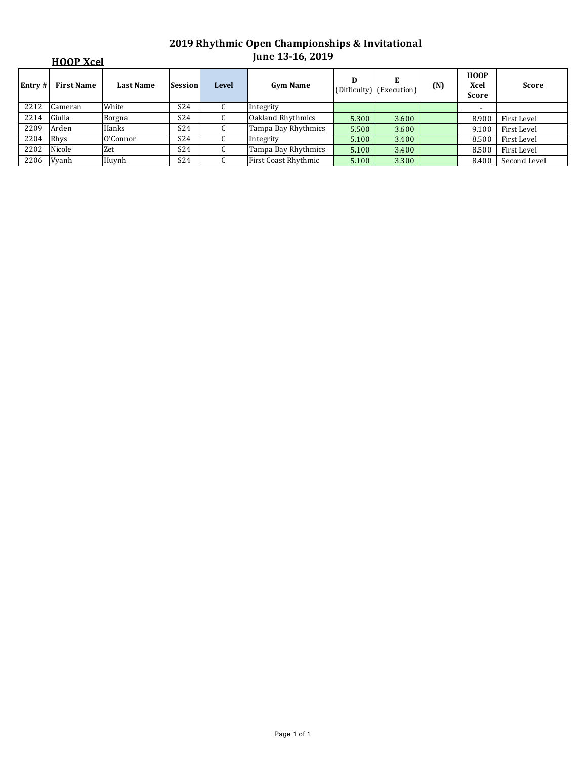# 2019 Rhythmic Open Championships & Invitational
## June 13-16, 2019

**HOOP Xcel**

| Entry # | First Name | Last Name | Session | Level | Gym Name | D (Difficulty) | E (Execution) | (N) | HOOP Xcel Score | Score |
|---|---|---|---|---|---|---|---|---|---|---|
| 2212 | Cameran | White | S24 | C | Integrity | | | | - | |
| 2214 | Giulia | Borgna | S24 | C | Oakland Rhythmics | 5.300 | 3.600 | | 8.900 | First Level |
| 2209 | Arden | Hanks | S24 | C | Tampa Bay Rhythmics | 5.500 | 3.600 | | 9.100 | First Level |
| 2204 | Rhys | O'Connor | S24 | C | Integrity | 5.100 | 3.400 | | 8.500 | First Level |
| 2202 | Nicole | Zet | S24 | C | Tampa Bay Rhythmics | 5.100 | 3.400 | | 8.500 | First Level |
| 2206 | Vyanh | Huynh | S24 | C | First Coast Rhythmic | 5.100 | 3.300 | | 8.400 | Second Level |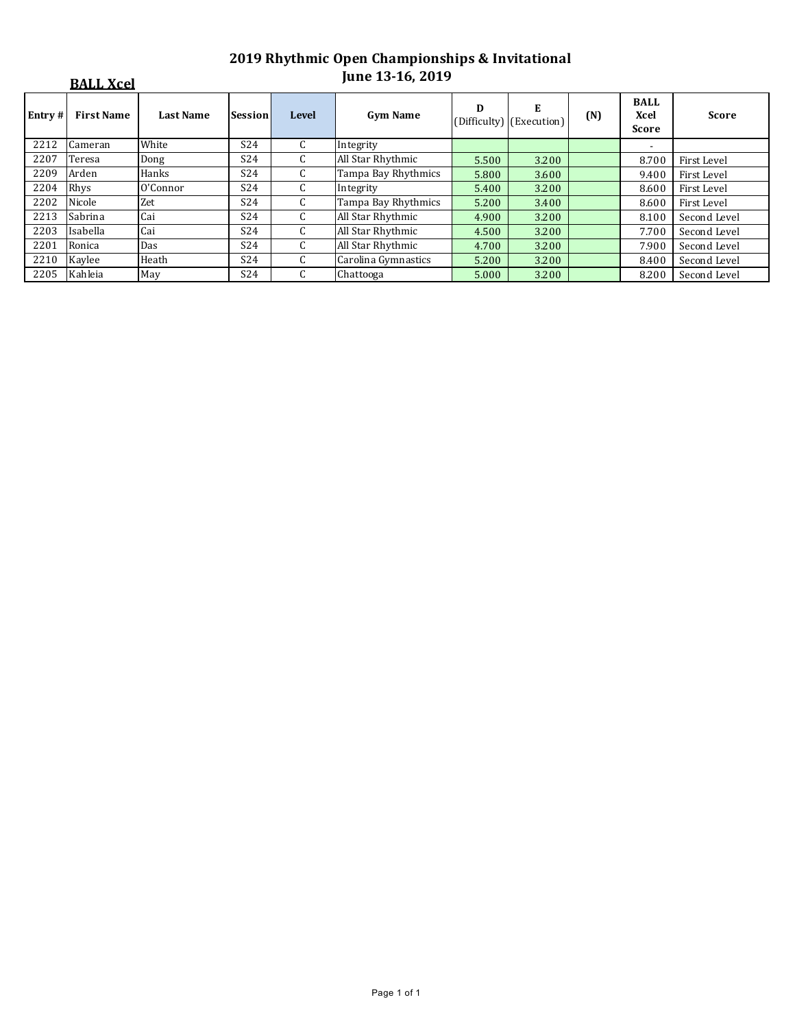# 2019 Rhythmic Open Championships & Invitational

## June 13-16, 2019

**BALL Xcel**

| Entry # | First Name | Last Name | Session | Level | Gym Name | D (Difficulty) | E (Execution) | (N) | BALL Xcel Score | Score |
|---|---|---|---|---|---|---|---|---|---|---|
| 2212 | Cameran | White | S24 | C | Integrity | | | | - | |
| 2207 | Teresa | Dong | S24 | C | All Star Rhythmic | 5.500 | 3.200 | | 8.700 | First Level |
| 2209 | Arden | Hanks | S24 | C | Tampa Bay Rhythmics | 5.800 | 3.600 | | 9.400 | First Level |
| 2204 | Rhys | O'Connor | S24 | C | Integrity | 5.400 | 3.200 | | 8.600 | First Level |
| 2202 | Nicole | Zet | S24 | C | Tampa Bay Rhythmics | 5.200 | 3.400 | | 8.600 | First Level |
| 2213 | Sabrina | Cai | S24 | C | All Star Rhythmic | 4.900 | 3.200 | | 8.100 | Second Level |
| 2203 | Isabella | Cai | S24 | C | All Star Rhythmic | 4.500 | 3.200 | | 7.700 | Second Level |
| 2201 | Ronica | Das | S24 | C | All Star Rhythmic | 4.700 | 3.200 | | 7.900 | Second Level |
| 2210 | Kaylee | Heath | S24 | C | Carolina Gymnastics | 5.200 | 3.200 | | 8.400 | Second Level |
| 2205 | Kahleia | May | S24 | C | Chattooga | 5.000 | 3.200 | | 8.200 | Second Level |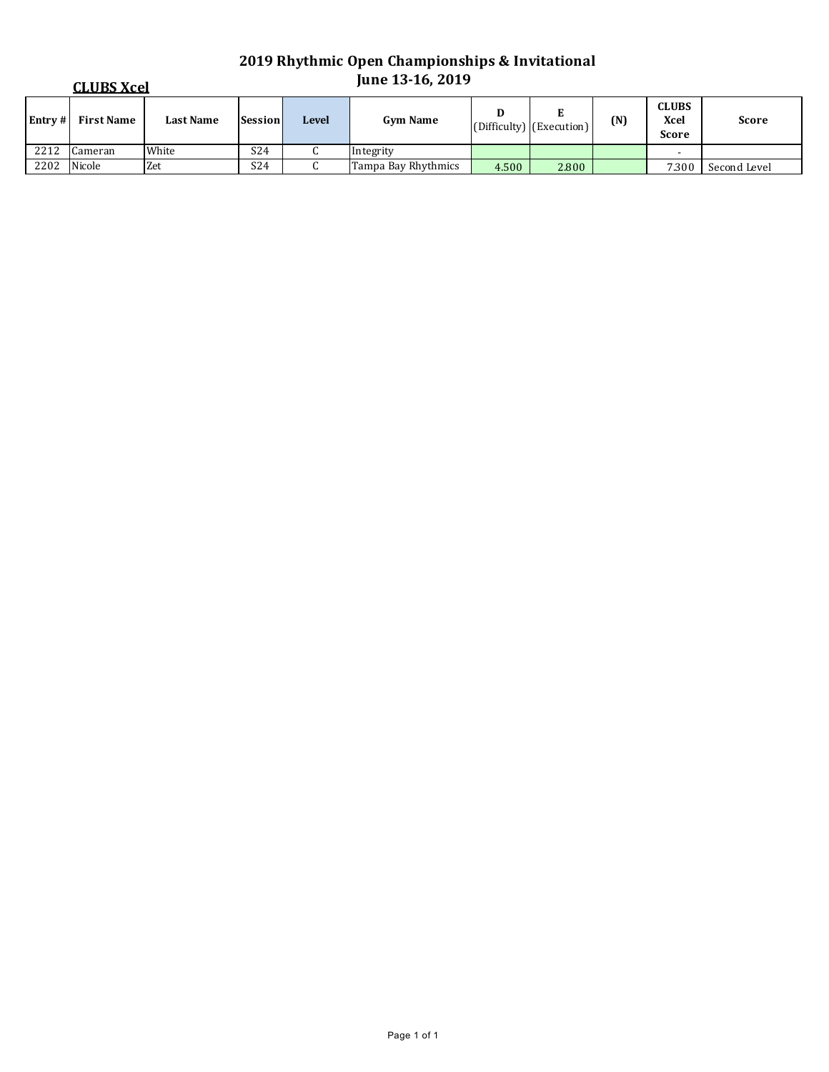# 2019 Rhythmic Open Championships & Invitational
## June 13-16, 2019

**CLUBS Xcel**

| Entry # | First Name | Last Name | Session | Level | Gym Name | D (Difficulty) | E (Execution) | (N) | CLUBS Xcel Score | Score |
|---|---|---|---|---|---|---|---|---|---|---|
| 2212 | Cameran | White | S24 | C | Integrity | | | | - | |
| 2202 | Nicole | Zet | S24 | C | Tampa Bay Rhythmics | 4.500 | 2.800 | | 7.300 | Second Level |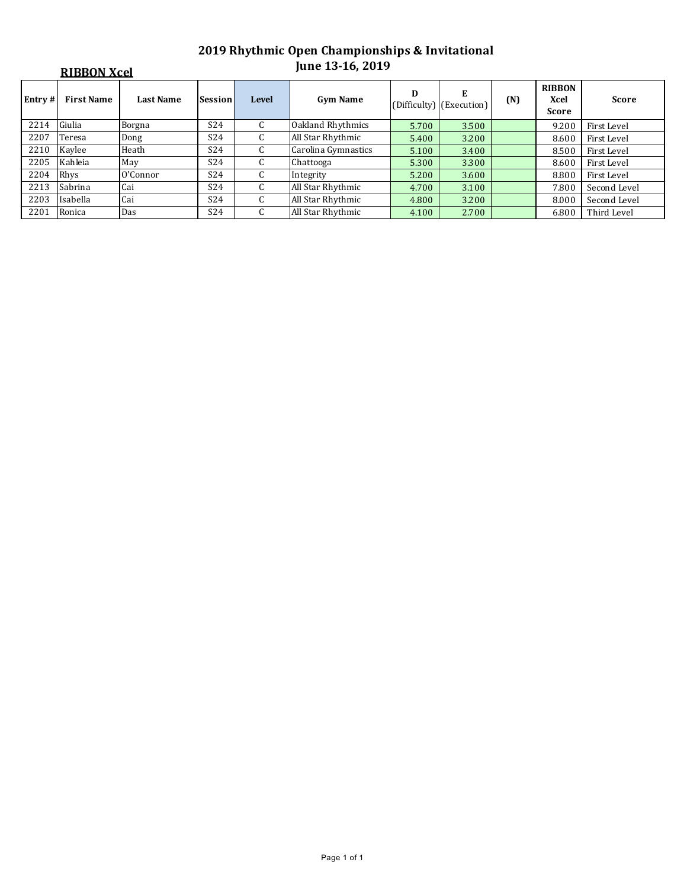# 2019 Rhythmic Open Championships & Invitational
## June 13-16, 2019

**RIBBON Xcel**

| Entry # | First Name | Last Name | Session | Level | Gym Name | D (Difficulty) | E (Execution) | (N) | RIBBON Xcel Score | Score |
|---|---|---|---|---|---|---|---|---|---|---|
| 2214 | Giulia | Borgna | S24 | C | Oakland Rhythmics | 5.700 | 3.500 | | 9.200 | First Level |
| 2207 | Teresa | Dong | S24 | C | All Star Rhythmic | 5.400 | 3.200 | | 8.600 | First Level |
| 2210 | Kaylee | Heath | S24 | C | Carolina Gymnastics | 5.100 | 3.400 | | 8.500 | First Level |
| 2205 | Kahleia | May | S24 | C | Chattooga | 5.300 | 3.300 | | 8.600 | First Level |
| 2204 | Rhys | O'Connor | S24 | C | Integrity | 5.200 | 3.600 | | 8.800 | First Level |
| 2213 | Sabrina | Cai | S24 | C | All Star Rhythmic | 4.700 | 3.100 | | 7.800 | Second Level |
| 2203 | Isabella | Cai | S24 | C | All Star Rhythmic | 4.800 | 3.200 | | 8.000 | Second Level |
| 2201 | Ronica | Das | S24 | C | All Star Rhythmic | 4.100 | 2.700 | | 6.800 | Third Level |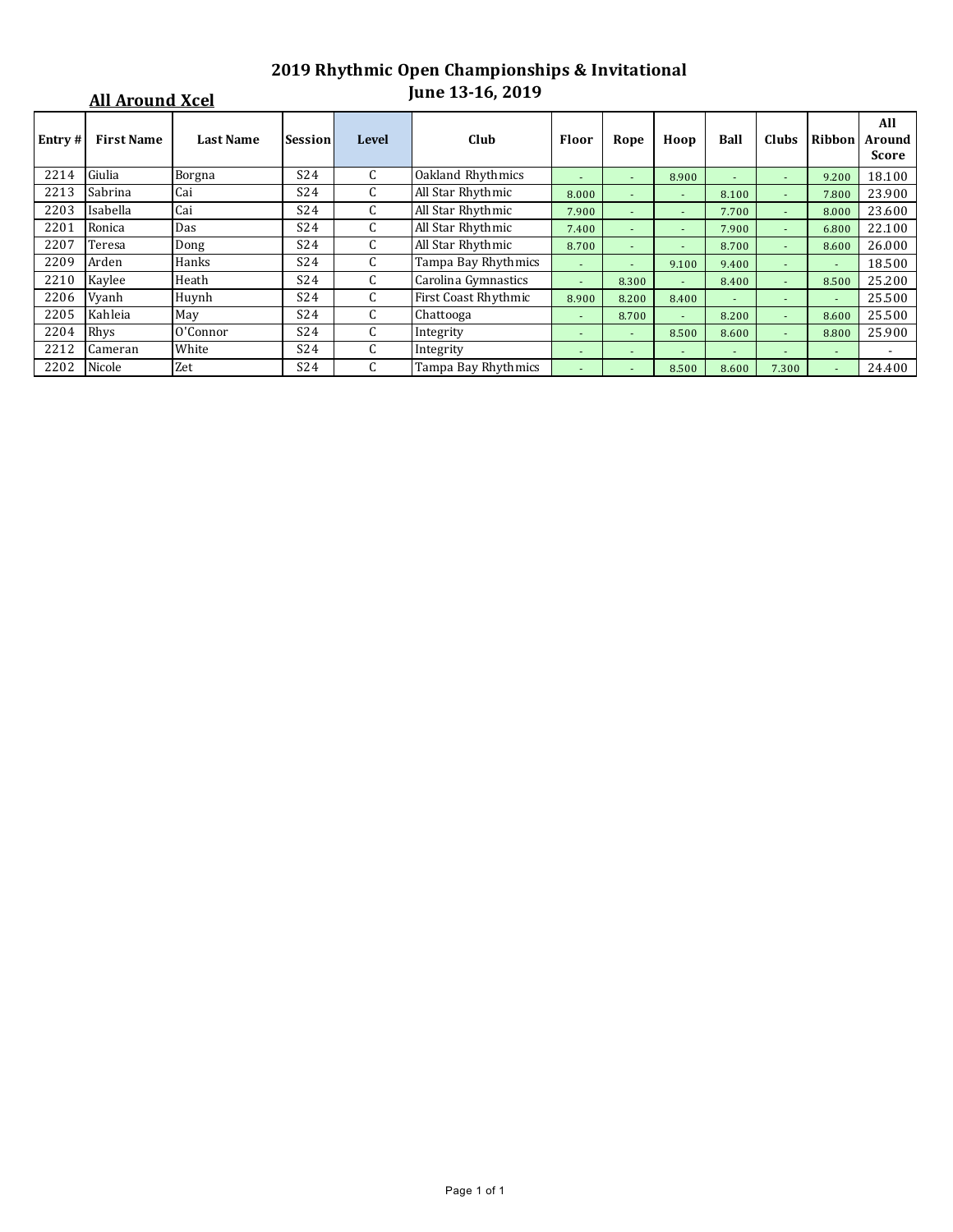# 2019 Rhythmic Open Championships & Invitational
## June 13-16, 2019

**All Around Xcel**

| Entry # | First Name | Last Name | Session | Level | Club | Floor | Rope | Hoop | Ball | Clubs | Ribbon | All Around Score |
|---|---|---|---|---|---|---|---|---|---|---|---|---|
| 2214 | Giulia | Borgna | S24 | C | Oakland Rhythmics | - | - | 8.900 | - | - | 9.200 | 18.100 |
| 2213 | Sabrina | Cai | S24 | C | All Star Rhythmic | 8.000 | - | - | 8.100 | - | 7.800 | 23.900 |
| 2203 | Isabella | Cai | S24 | C | All Star Rhythmic | 7.900 | - | - | 7.700 | - | 8.000 | 23.600 |
| 2201 | Ronica | Das | S24 | C | All Star Rhythmic | 7.400 | - | - | 7.900 | - | 6.800 | 22.100 |
| 2207 | Teresa | Dong | S24 | C | All Star Rhythmic | 8.700 | - | - | 8.700 | - | 8.600 | 26.000 |
| 2209 | Arden | Hanks | S24 | C | Tampa Bay Rhythmics | - | - | 9.100 | 9.400 | - | - | 18.500 |
| 2210 | Kaylee | Heath | S24 | C | Carolina Gymnastics | - | 8.300 | - | 8.400 | - | 8.500 | 25.200 |
| 2206 | Vyanh | Huynh | S24 | C | First Coast Rhythmic | 8.900 | 8.200 | 8.400 | - | - | - | 25.500 |
| 2205 | Kahleia | May | S24 | C | Chattooga | - | 8.700 | - | 8.200 | - | 8.600 | 25.500 |
| 2204 | Rhys | O'Connor | S24 | C | Integrity | - | - | 8.500 | 8.600 | - | 8.800 | 25.900 |
| 2212 | Cameran | White | S24 | C | Integrity | - | - | - | - | - | - | - |
| 2202 | Nicole | Zet | S24 | C | Tampa Bay Rhythmics | - | - | 8.500 | 8.600 | 7.300 | - | 24.400 |